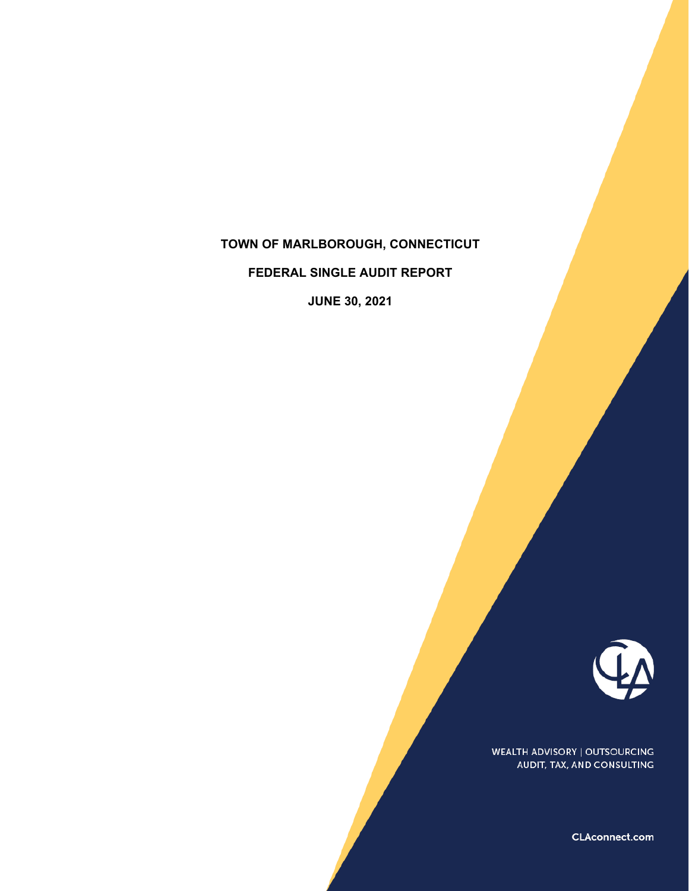# TOWN OF MARLBOROUGH, CONNECTICUT

## FEDERAL SINGLE AUDIT REPORT

## JUNE 30, 2021

WEALTH ADVISORY | OUTSOURCING
AUDIT, TAX, AND CONSULTING

CLAconnect.com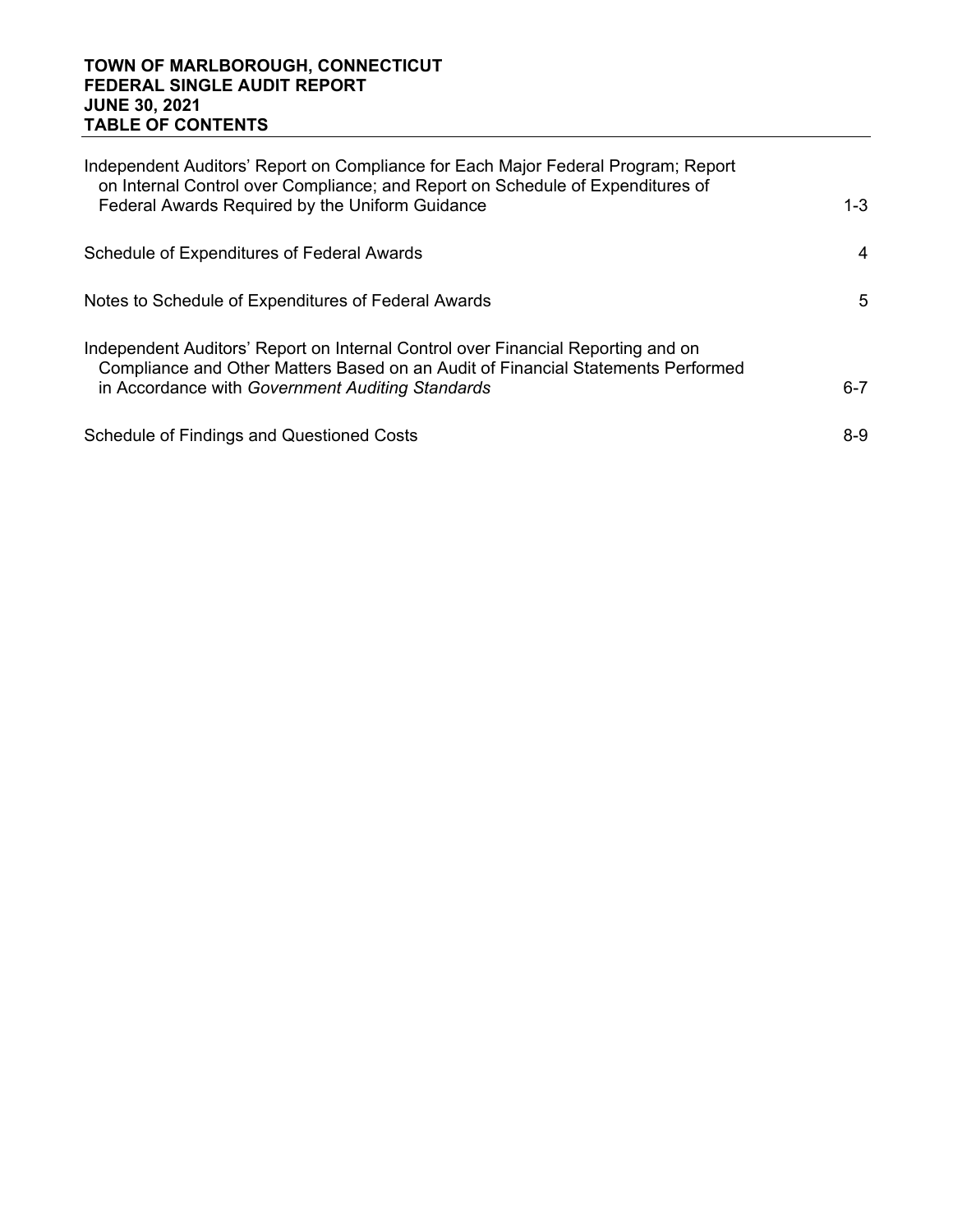**TOWN OF MARLBOROUGH, CONNECTICUT**
**FEDERAL SINGLE AUDIT REPORT**
**JUNE 30, 2021**
**TABLE OF CONTENTS**

| | |
|---|---|
| Independent Auditors' Report on Compliance for Each Major Federal Program; Report on Internal Control over Compliance; and Report on Schedule of Expenditures of Federal Awards Required by the Uniform Guidance | 1-3 |
| Schedule of Expenditures of Federal Awards | 4 |
| Notes to Schedule of Expenditures of Federal Awards | 5 |
| Independent Auditors' Report on Internal Control over Financial Reporting and on Compliance and Other Matters Based on an Audit of Financial Statements Performed in Accordance with *Government Auditing Standards* | 6-7 |
| Schedule of Findings and Questioned Costs | 8-9 |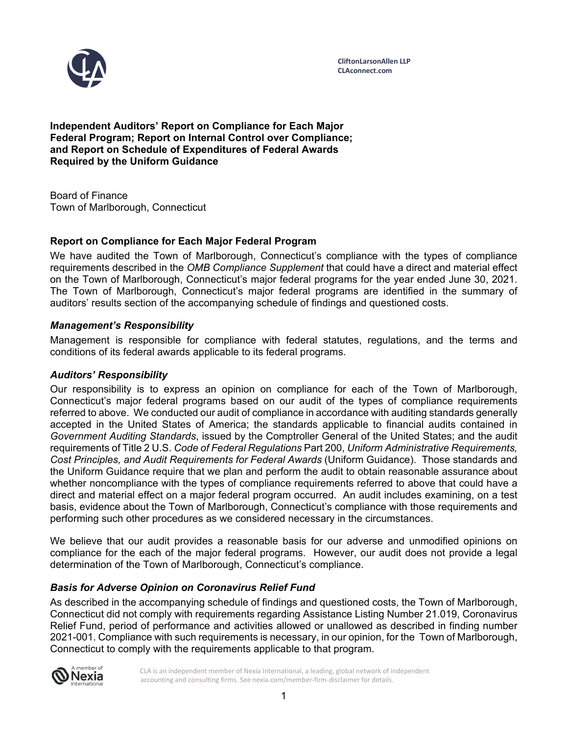**Independent Auditors' Report on Compliance for Each Major Federal Program; Report on Internal Control over Compliance; and Report on Schedule of Expenditures of Federal Awards Required by the Uniform Guidance**

Board of Finance
Town of Marlborough, Connecticut

### Report on Compliance for Each Major Federal Program

We have audited the Town of Marlborough, Connecticut's compliance with the types of compliance requirements described in the *OMB Compliance Supplement* that could have a direct and material effect on the Town of Marlborough, Connecticut's major federal programs for the year ended June 30, 2021. The Town of Marlborough, Connecticut's major federal programs are identified in the summary of auditors' results section of the accompanying schedule of findings and questioned costs.

#### *Management's Responsibility*

Management is responsible for compliance with federal statutes, regulations, and the terms and conditions of its federal awards applicable to its federal programs.

#### *Auditors' Responsibility*

Our responsibility is to express an opinion on compliance for each of the Town of Marlborough, Connecticut's major federal programs based on our audit of the types of compliance requirements referred to above. We conducted our audit of compliance in accordance with auditing standards generally accepted in the United States of America; the standards applicable to financial audits contained in *Government Auditing Standards*, issued by the Comptroller General of the United States; and the audit requirements of Title 2 U.S. *Code of Federal Regulations* Part 200, *Uniform Administrative Requirements, Cost Principles, and Audit Requirements for Federal Awards* (Uniform Guidance). Those standards and the Uniform Guidance require that we plan and perform the audit to obtain reasonable assurance about whether noncompliance with the types of compliance requirements referred to above that could have a direct and material effect on a major federal program occurred. An audit includes examining, on a test basis, evidence about the Town of Marlborough, Connecticut's compliance with those requirements and performing such other procedures as we considered necessary in the circumstances.

We believe that our audit provides a reasonable basis for our adverse and unmodified opinions on compliance for the each of the major federal programs. However, our audit does not provide a legal determination of the Town of Marlborough, Connecticut's compliance.

#### *Basis for Adverse Opinion on Coronavirus Relief Fund*

As described in the accompanying schedule of findings and questioned costs, the Town of Marlborough, Connecticut did not comply with requirements regarding Assistance Listing Number 21.019, Coronavirus Relief Fund, period of performance and activities allowed or unallowed as described in finding number 2021-001. Compliance with such requirements is necessary, in our opinion, for the Town of Marlborough, Connecticut to comply with the requirements applicable to that program.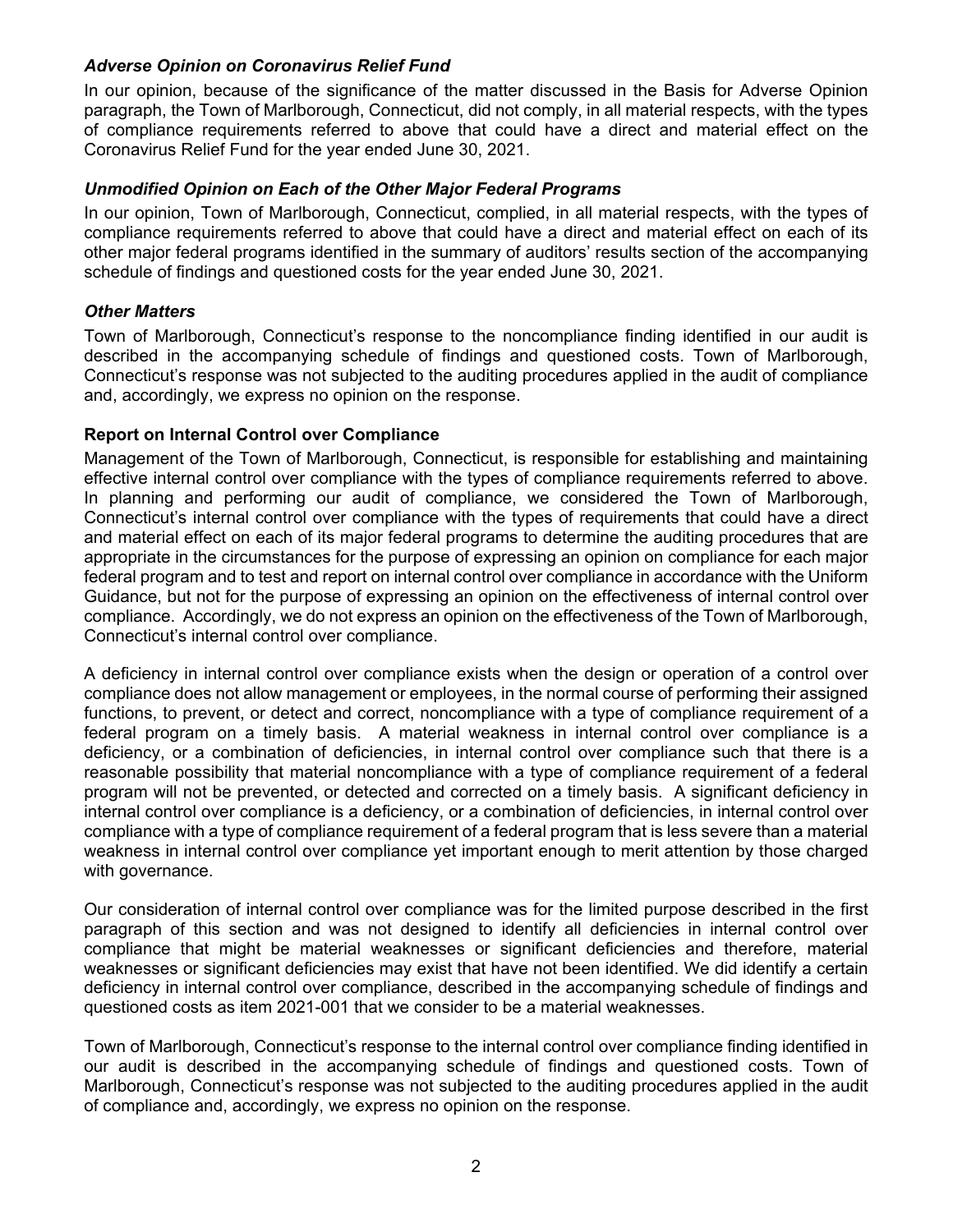### *Adverse Opinion on Coronavirus Relief Fund*

In our opinion, because of the significance of the matter discussed in the Basis for Adverse Opinion paragraph, the Town of Marlborough, Connecticut, did not comply, in all material respects, with the types of compliance requirements referred to above that could have a direct and material effect on the Coronavirus Relief Fund for the year ended June 30, 2021.

### *Unmodified Opinion on Each of the Other Major Federal Programs*

In our opinion, Town of Marlborough, Connecticut, complied, in all material respects, with the types of compliance requirements referred to above that could have a direct and material effect on each of its other major federal programs identified in the summary of auditors' results section of the accompanying schedule of findings and questioned costs for the year ended June 30, 2021.

### *Other Matters*

Town of Marlborough, Connecticut's response to the noncompliance finding identified in our audit is described in the accompanying schedule of findings and questioned costs. Town of Marlborough, Connecticut's response was not subjected to the auditing procedures applied in the audit of compliance and, accordingly, we express no opinion on the response.

## Report on Internal Control over Compliance

Management of the Town of Marlborough, Connecticut, is responsible for establishing and maintaining effective internal control over compliance with the types of compliance requirements referred to above. In planning and performing our audit of compliance, we considered the Town of Marlborough, Connecticut's internal control over compliance with the types of requirements that could have a direct and material effect on each of its major federal programs to determine the auditing procedures that are appropriate in the circumstances for the purpose of expressing an opinion on compliance for each major federal program and to test and report on internal control over compliance in accordance with the Uniform Guidance, but not for the purpose of expressing an opinion on the effectiveness of internal control over compliance. Accordingly, we do not express an opinion on the effectiveness of the Town of Marlborough, Connecticut's internal control over compliance.

A deficiency in internal control over compliance exists when the design or operation of a control over compliance does not allow management or employees, in the normal course of performing their assigned functions, to prevent, or detect and correct, noncompliance with a type of compliance requirement of a federal program on a timely basis. A material weakness in internal control over compliance is a deficiency, or a combination of deficiencies, in internal control over compliance such that there is a reasonable possibility that material noncompliance with a type of compliance requirement of a federal program will not be prevented, or detected and corrected on a timely basis. A significant deficiency in internal control over compliance is a deficiency, or a combination of deficiencies, in internal control over compliance with a type of compliance requirement of a federal program that is less severe than a material weakness in internal control over compliance yet important enough to merit attention by those charged with governance.

Our consideration of internal control over compliance was for the limited purpose described in the first paragraph of this section and was not designed to identify all deficiencies in internal control over compliance that might be material weaknesses or significant deficiencies and therefore, material weaknesses or significant deficiencies may exist that have not been identified. We did identify a certain deficiency in internal control over compliance, described in the accompanying schedule of findings and questioned costs as item 2021-001 that we consider to be a material weaknesses.

Town of Marlborough, Connecticut's response to the internal control over compliance finding identified in our audit is described in the accompanying schedule of findings and questioned costs. Town of Marlborough, Connecticut's response was not subjected to the auditing procedures applied in the audit of compliance and, accordingly, we express no opinion on the response.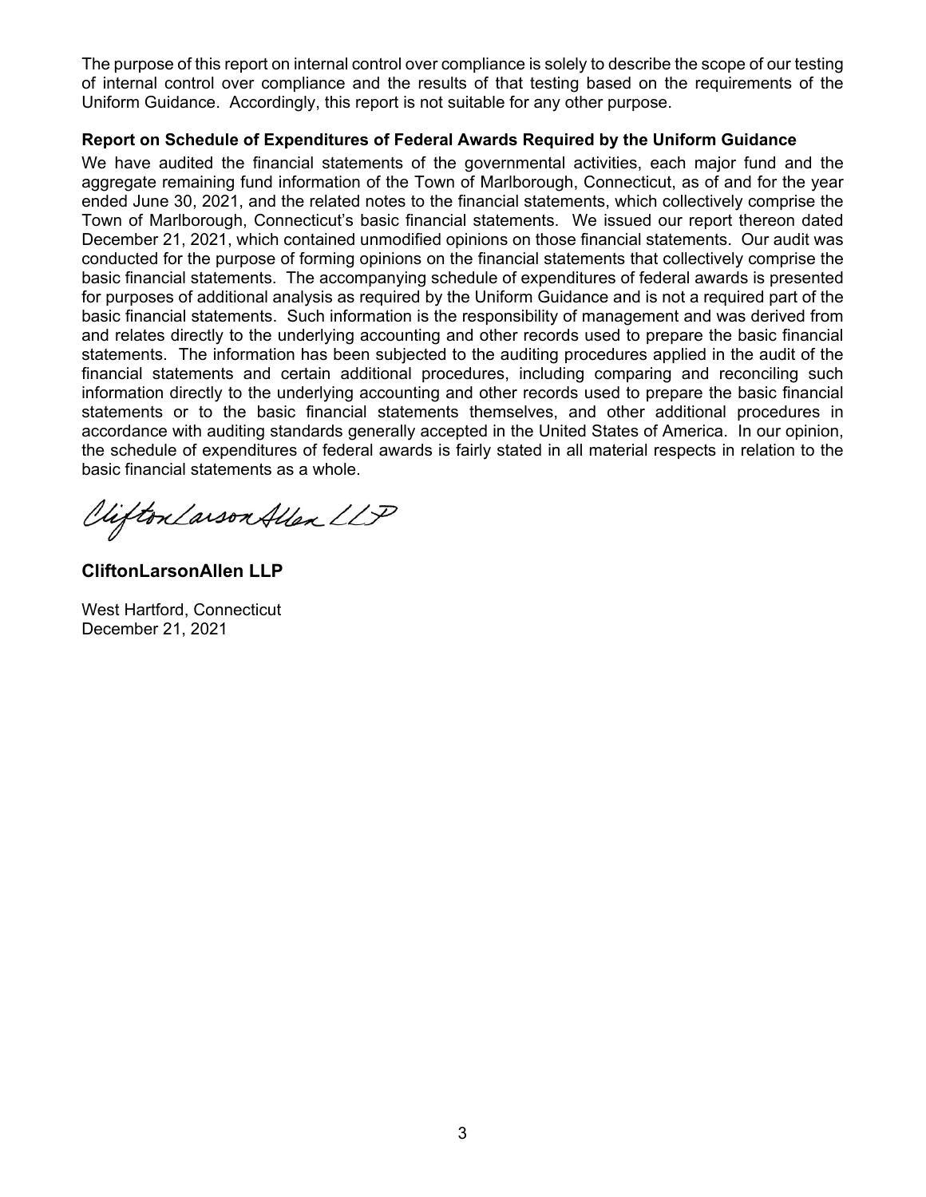The purpose of this report on internal control over compliance is solely to describe the scope of our testing of internal control over compliance and the results of that testing based on the requirements of the Uniform Guidance. Accordingly, this report is not suitable for any other purpose.

**Report on Schedule of Expenditures of Federal Awards Required by the Uniform Guidance**

We have audited the financial statements of the governmental activities, each major fund and the aggregate remaining fund information of the Town of Marlborough, Connecticut, as of and for the year ended June 30, 2021, and the related notes to the financial statements, which collectively comprise the Town of Marlborough, Connecticut's basic financial statements. We issued our report thereon dated December 21, 2021, which contained unmodified opinions on those financial statements. Our audit was conducted for the purpose of forming opinions on the financial statements that collectively comprise the basic financial statements. The accompanying schedule of expenditures of federal awards is presented for purposes of additional analysis as required by the Uniform Guidance and is not a required part of the basic financial statements. Such information is the responsibility of management and was derived from and relates directly to the underlying accounting and other records used to prepare the basic financial statements. The information has been subjected to the auditing procedures applied in the audit of the financial statements and certain additional procedures, including comparing and reconciling such information directly to the underlying accounting and other records used to prepare the basic financial statements or to the basic financial statements themselves, and other additional procedures in accordance with auditing standards generally accepted in the United States of America. In our opinion, the schedule of expenditures of federal awards is fairly stated in all material respects in relation to the basic financial statements as a whole.

CliftonLarsonAllen LLP

**CliftonLarsonAllen LLP**

West Hartford, Connecticut
December 21, 2021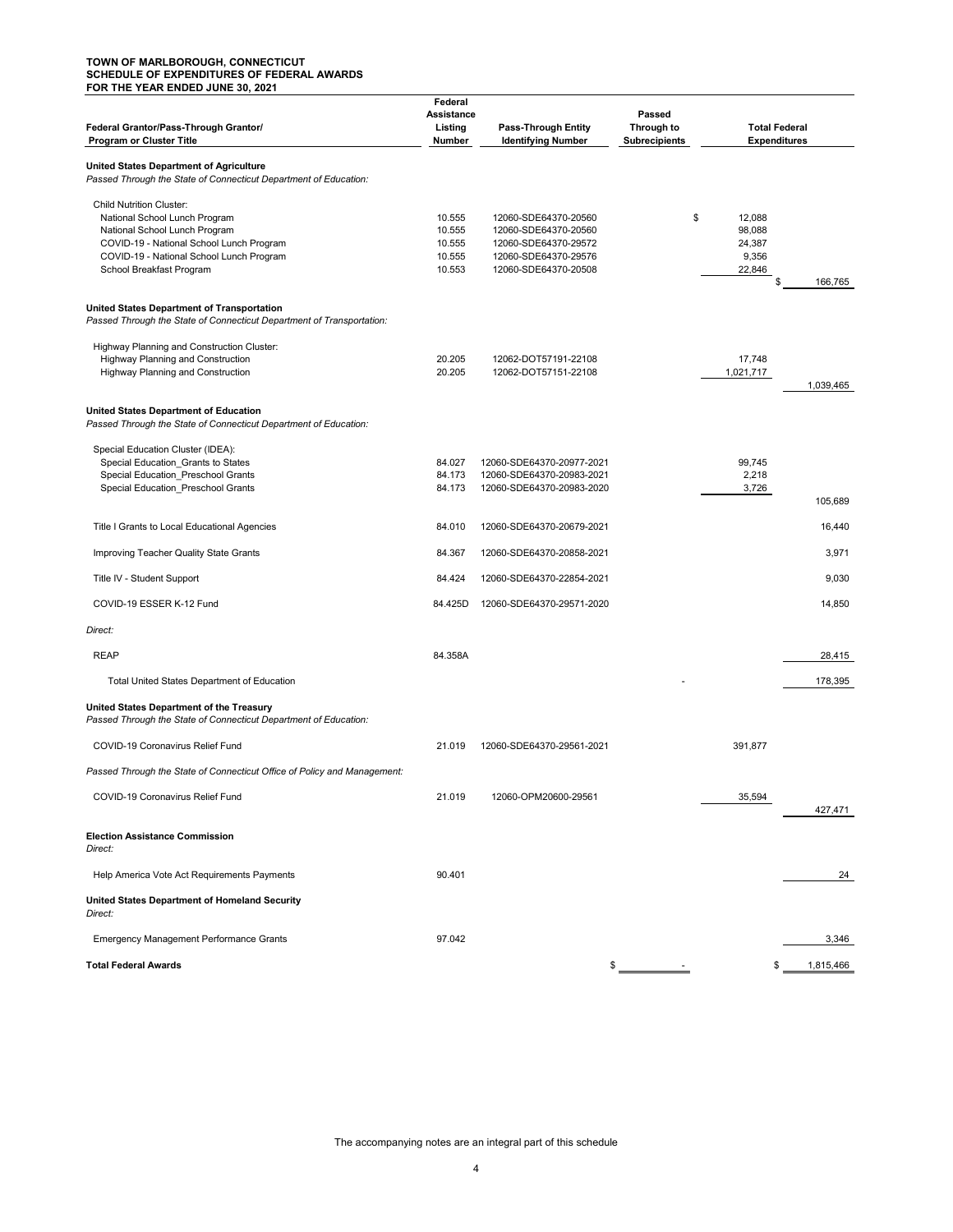**TOWN OF MARLBOROUGH, CONNECTICUT**
**SCHEDULE OF EXPENDITURES OF FEDERAL AWARDS**
**FOR THE YEAR ENDED JUNE 30, 2021**

| Federal Grantor/Pass-Through Grantor/ Program or Cluster Title | Federal Assistance Listing Number | Pass-Through Entity Identifying Number | Passed Through to Subrecipients | Total Federal Expenditures | |
|---|---|---|---|---|---|
| **United States Department of Agriculture** | | | | | |
| *Passed Through the State of Connecticut Department of Education:* | | | | | |
| Child Nutrition Cluster: | | | | | |
| National School Lunch Program | 10.555 | 12060-SDE64370-20560 | | $ 12,088 | |
| National School Lunch Program | 10.555 | 12060-SDE64370-20560 | | 98,088 | |
| COVID-19 - National School Lunch Program | 10.555 | 12060-SDE64370-29572 | | 24,387 | |
| COVID-19 - National School Lunch Program | 10.555 | 12060-SDE64370-29576 | | 9,356 | |
| School Breakfast Program | 10.553 | 12060-SDE64370-20508 | | 22,846 | |
| | | | | | $ 166,765 |
| **United States Department of Transportation** | | | | | |
| *Passed Through the State of Connecticut Department of Transportation:* | | | | | |
| Highway Planning and Construction Cluster: | | | | | |
| Highway Planning and Construction | 20.205 | 12062-DOT57191-22108 | | 17,748 | |
| Highway Planning and Construction | 20.205 | 12062-DOT57151-22108 | | 1,021,717 | |
| | | | | | 1,039,465 |
| **United States Department of Education** | | | | | |
| *Passed Through the State of Connecticut Department of Education:* | | | | | |
| Special Education Cluster (IDEA): | | | | | |
| Special Education_Grants to States | 84.027 | 12060-SDE64370-20977-2021 | | 99,745 | |
| Special Education_Preschool Grants | 84.173 | 12060-SDE64370-20983-2021 | | 2,218 | |
| Special Education_Preschool Grants | 84.173 | 12060-SDE64370-20983-2020 | | 3,726 | |
| | | | | | 105,689 |
| Title I Grants to Local Educational Agencies | 84.010 | 12060-SDE64370-20679-2021 | | | 16,440 |
| Improving Teacher Quality State Grants | 84.367 | 12060-SDE64370-20858-2021 | | | 3,971 |
| Title IV - Student Support | 84.424 | 12060-SDE64370-22854-2021 | | | 9,030 |
| COVID-19 ESSER K-12 Fund | 84.425D | 12060-SDE64370-29571-2020 | | | 14,850 |
| *Direct:* | | | | | |
| REAP | 84.358A | | | | 28,415 |
| Total United States Department of Education | | | - | | 178,395 |
| **United States Department of the Treasury** | | | | | |
| *Passed Through the State of Connecticut Department of Education:* | | | | | |
| COVID-19 Coronavirus Relief Fund | 21.019 | 12060-SDE64370-29561-2021 | | 391,877 | |
| *Passed Through the State of Connecticut Office of Policy and Management:* | | | | | |
| COVID-19 Coronavirus Relief Fund | 21.019 | 12060-OPM20600-29561 | | 35,594 | |
| | | | | | 427,471 |
| **Election Assistance Commission** | | | | | |
| *Direct:* | | | | | |
| Help America Vote Act Requirements Payments | 90.401 | | | | 24 |
| **United States Department of Homeland Security** | | | | | |
| *Direct:* | | | | | |
| Emergency Management Performance Grants | 97.042 | | | | 3,346 |
| **Total Federal Awards** | | | $ - | | $ 1,815,466 |

The accompanying notes are an integral part of this schedule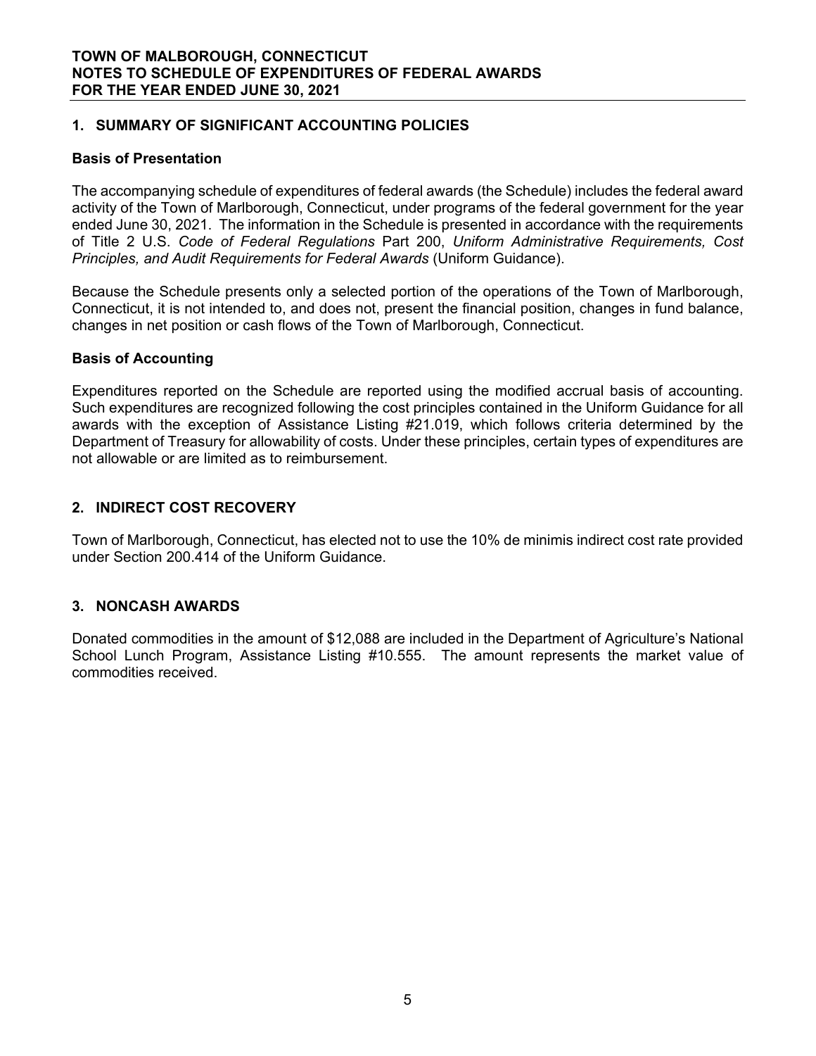**TOWN OF MALBOROUGH, CONNECTICUT**
**NOTES TO SCHEDULE OF EXPENDITURES OF FEDERAL AWARDS**
**FOR THE YEAR ENDED JUNE 30, 2021**

## 1. SUMMARY OF SIGNIFICANT ACCOUNTING POLICIES

### Basis of Presentation

The accompanying schedule of expenditures of federal awards (the Schedule) includes the federal award activity of the Town of Marlborough, Connecticut, under programs of the federal government for the year ended June 30, 2021. The information in the Schedule is presented in accordance with the requirements of Title 2 U.S. *Code of Federal Regulations* Part 200, *Uniform Administrative Requirements, Cost Principles, and Audit Requirements for Federal Awards* (Uniform Guidance).

Because the Schedule presents only a selected portion of the operations of the Town of Marlborough, Connecticut, it is not intended to, and does not, present the financial position, changes in fund balance, changes in net position or cash flows of the Town of Marlborough, Connecticut.

### Basis of Accounting

Expenditures reported on the Schedule are reported using the modified accrual basis of accounting. Such expenditures are recognized following the cost principles contained in the Uniform Guidance for all awards with the exception of Assistance Listing #21.019, which follows criteria determined by the Department of Treasury for allowability of costs. Under these principles, certain types of expenditures are not allowable or are limited as to reimbursement.

## 2. INDIRECT COST RECOVERY

Town of Marlborough, Connecticut, has elected not to use the 10% de minimis indirect cost rate provided under Section 200.414 of the Uniform Guidance.

## 3. NONCASH AWARDS

Donated commodities in the amount of $12,088 are included in the Department of Agriculture's National School Lunch Program, Assistance Listing #10.555. The amount represents the market value of commodities received.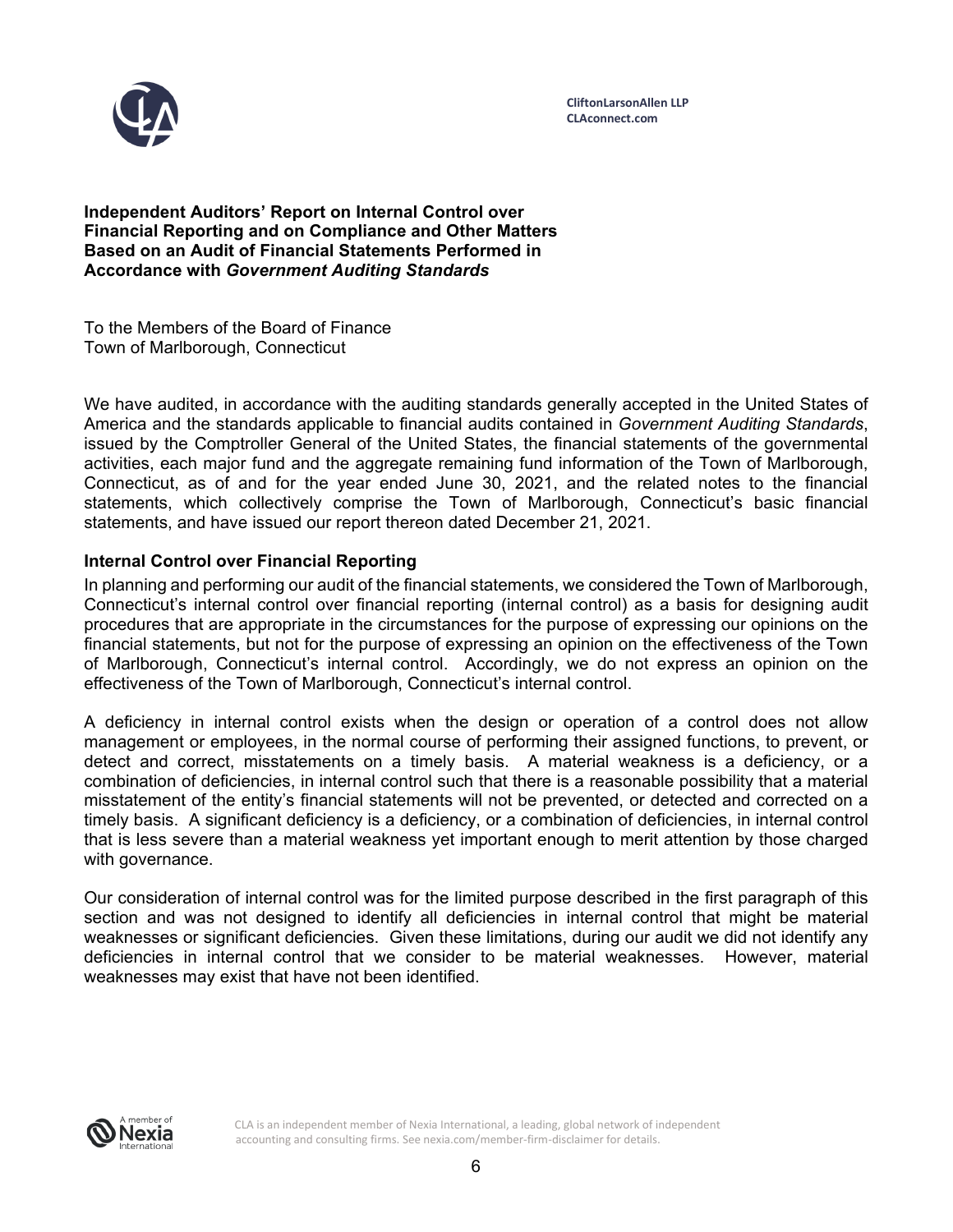CliftonLarsonAllen LLP
CLAconnect.com

**Independent Auditors' Report on Internal Control over Financial Reporting and on Compliance and Other Matters Based on an Audit of Financial Statements Performed in Accordance with *Government Auditing Standards***

To the Members of the Board of Finance
Town of Marlborough, Connecticut

We have audited, in accordance with the auditing standards generally accepted in the United States of America and the standards applicable to financial audits contained in *Government Auditing Standards*, issued by the Comptroller General of the United States, the financial statements of the governmental activities, each major fund and the aggregate remaining fund information of the Town of Marlborough, Connecticut, as of and for the year ended June 30, 2021, and the related notes to the financial statements, which collectively comprise the Town of Marlborough, Connecticut's basic financial statements, and have issued our report thereon dated December 21, 2021.

## Internal Control over Financial Reporting

In planning and performing our audit of the financial statements, we considered the Town of Marlborough, Connecticut's internal control over financial reporting (internal control) as a basis for designing audit procedures that are appropriate in the circumstances for the purpose of expressing our opinions on the financial statements, but not for the purpose of expressing an opinion on the effectiveness of the Town of Marlborough, Connecticut's internal control. Accordingly, we do not express an opinion on the effectiveness of the Town of Marlborough, Connecticut's internal control.

A deficiency in internal control exists when the design or operation of a control does not allow management or employees, in the normal course of performing their assigned functions, to prevent, or detect and correct, misstatements on a timely basis. A material weakness is a deficiency, or a combination of deficiencies, in internal control such that there is a reasonable possibility that a material misstatement of the entity's financial statements will not be prevented, or detected and corrected on a timely basis. A significant deficiency is a deficiency, or a combination of deficiencies, in internal control that is less severe than a material weakness yet important enough to merit attention by those charged with governance.

Our consideration of internal control was for the limited purpose described in the first paragraph of this section and was not designed to identify all deficiencies in internal control that might be material weaknesses or significant deficiencies. Given these limitations, during our audit we did not identify any deficiencies in internal control that we consider to be material weaknesses. However, material weaknesses may exist that have not been identified.

CLA is an independent member of Nexia International, a leading, global network of independent accounting and consulting firms. See nexia.com/member-firm-disclaimer for details.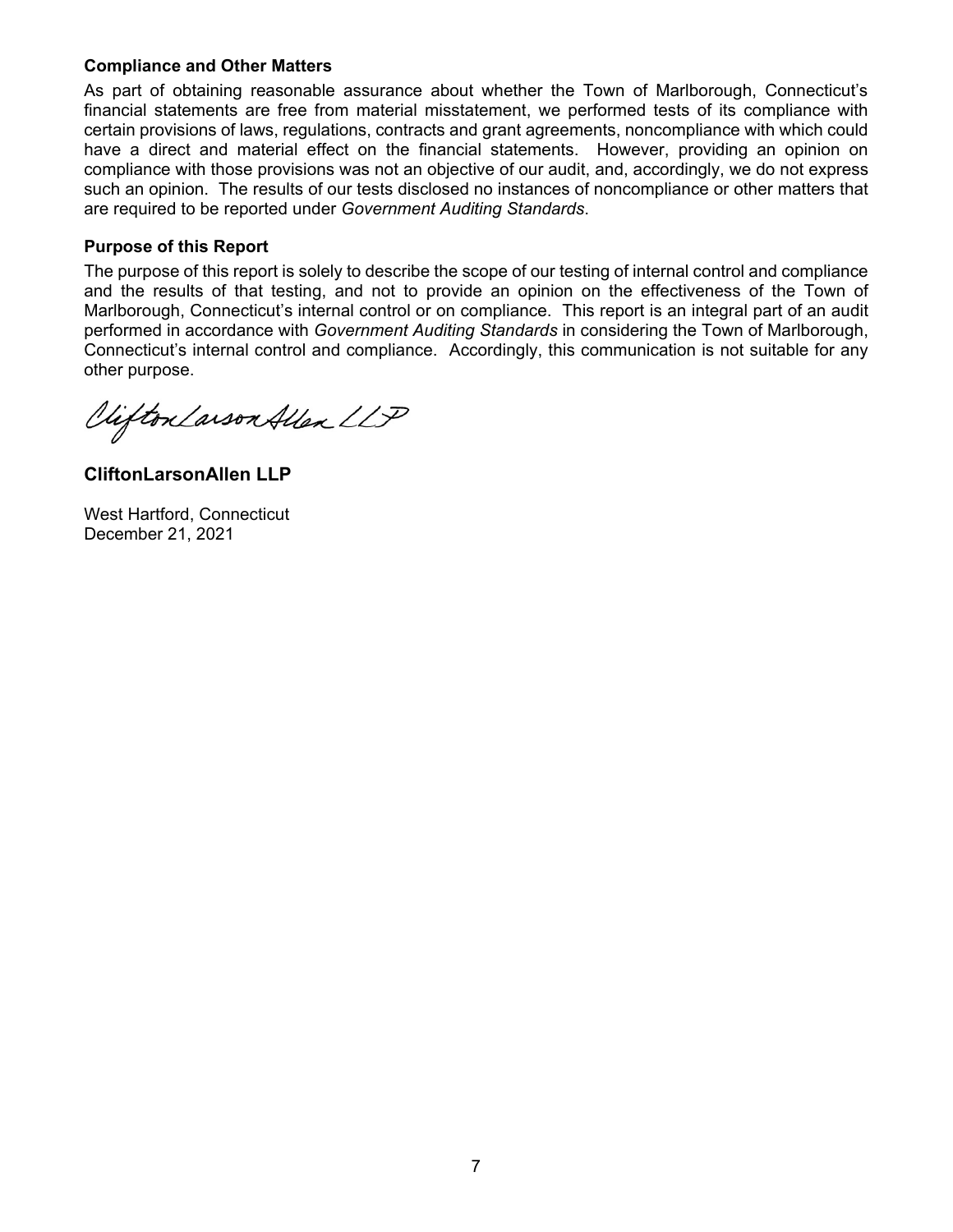### Compliance and Other Matters

As part of obtaining reasonable assurance about whether the Town of Marlborough, Connecticut's financial statements are free from material misstatement, we performed tests of its compliance with certain provisions of laws, regulations, contracts and grant agreements, noncompliance with which could have a direct and material effect on the financial statements. However, providing an opinion on compliance with those provisions was not an objective of our audit, and, accordingly, we do not express such an opinion. The results of our tests disclosed no instances of noncompliance or other matters that are required to be reported under *Government Auditing Standards*.

### Purpose of this Report

The purpose of this report is solely to describe the scope of our testing of internal control and compliance and the results of that testing, and not to provide an opinion on the effectiveness of the Town of Marlborough, Connecticut's internal control or on compliance. This report is an integral part of an audit performed in accordance with *Government Auditing Standards* in considering the Town of Marlborough, Connecticut's internal control and compliance. Accordingly, this communication is not suitable for any other purpose.

CliftonLarsonAllen LLP

**CliftonLarsonAllen LLP**

West Hartford, Connecticut
December 21, 2021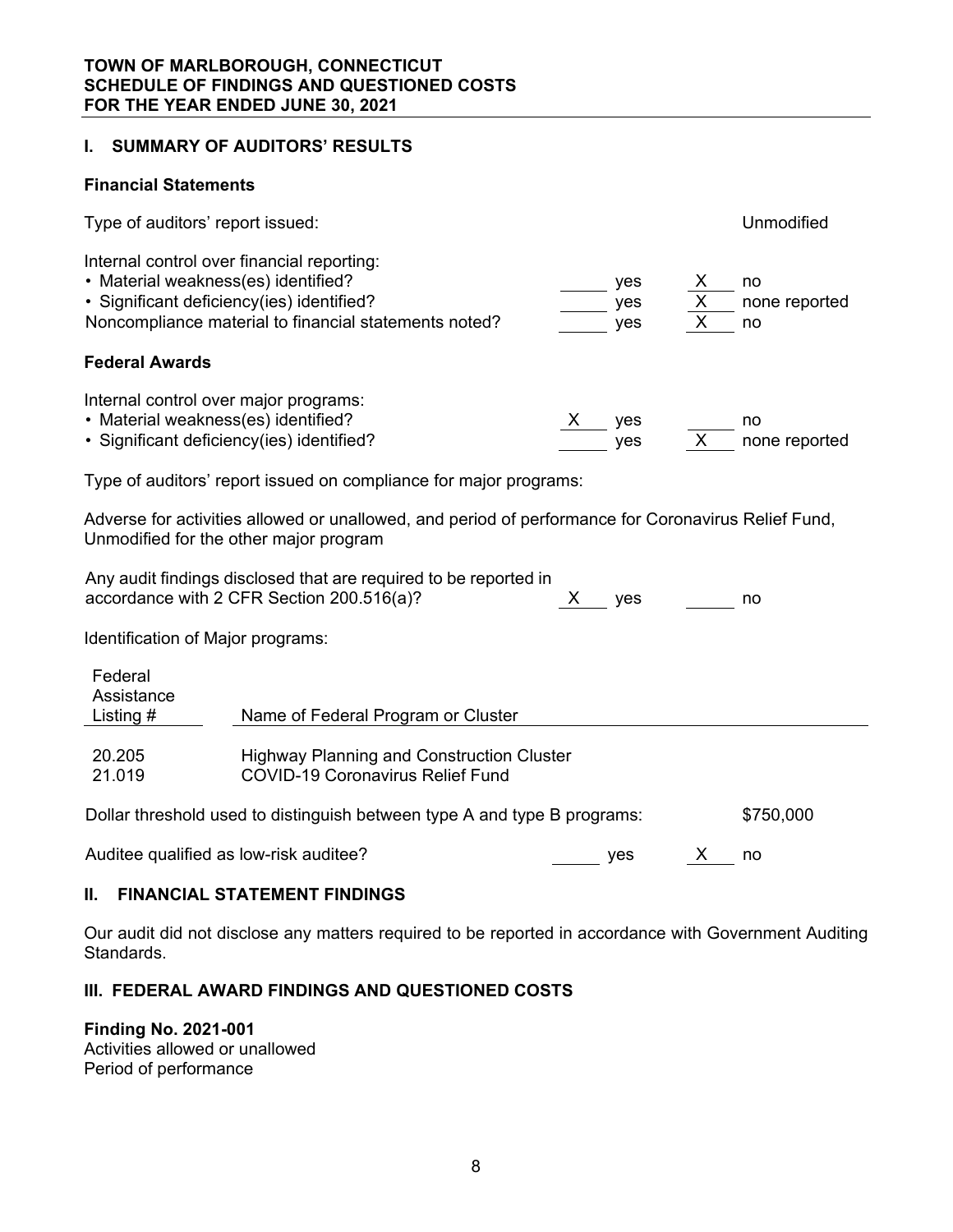**TOWN OF MARLBOROUGH, CONNECTICUT**
**SCHEDULE OF FINDINGS AND QUESTIONED COSTS**
**FOR THE YEAR ENDED JUNE 30, 2021**

## I. SUMMARY OF AUDITORS' RESULTS

### Financial Statements

Type of auditors' report issued: Unmodified

Internal control over financial reporting:

| | | |
|---|---|---|
| • Material weakness(es) identified? | ___ yes | X no |
| • Significant deficiency(ies) identified? | ___ yes | X none reported |
| Noncompliance material to financial statements noted? | ___ yes | X no |

### Federal Awards

Internal control over major programs:

| | | |
|---|---|---|
| • Material weakness(es) identified? | X yes | ___ no |
| • Significant deficiency(ies) identified? | ___ yes | X none reported |

Type of auditors' report issued on compliance for major programs:

Adverse for activities allowed or unallowed, and period of performance for Coronavirus Relief Fund, Unmodified for the other major program

| | | |
|---|---|---|
| Any audit findings disclosed that are required to be reported in accordance with 2 CFR Section 200.516(a)? | X yes | ___ no |

Identification of Major programs:

| Federal Assistance Listing # | Name of Federal Program or Cluster |
|---|---|
| 20.205 | Highway Planning and Construction Cluster |
| 21.019 | COVID-19 Coronavirus Relief Fund |

Dollar threshold used to distinguish between type A and type B programs: $750,000

| | | |
|---|---|---|
| Auditee qualified as low-risk auditee? | ___ yes | X no |

## II. FINANCIAL STATEMENT FINDINGS

Our audit did not disclose any matters required to be reported in accordance with Government Auditing Standards.

## III. FEDERAL AWARD FINDINGS AND QUESTIONED COSTS

**Finding No. 2021-001**
Activities allowed or unallowed
Period of performance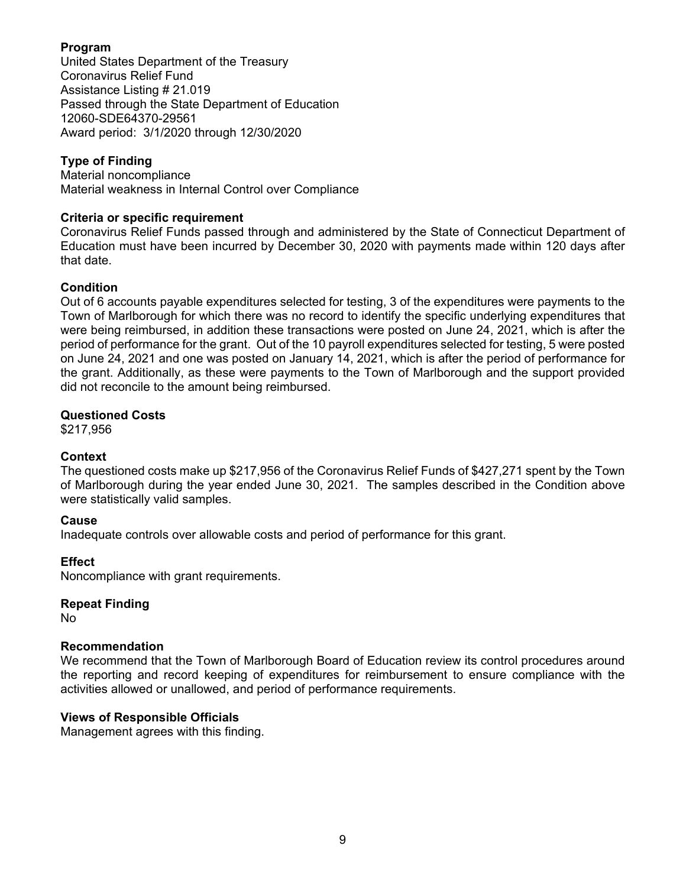**Program**
United States Department of the Treasury
Coronavirus Relief Fund
Assistance Listing # 21.019
Passed through the State Department of Education
12060-SDE64370-29561
Award period: 3/1/2020 through 12/30/2020

**Type of Finding**
Material noncompliance
Material weakness in Internal Control over Compliance

**Criteria or specific requirement**
Coronavirus Relief Funds passed through and administered by the State of Connecticut Department of Education must have been incurred by December 30, 2020 with payments made within 120 days after that date.

**Condition**
Out of 6 accounts payable expenditures selected for testing, 3 of the expenditures were payments to the Town of Marlborough for which there was no record to identify the specific underlying expenditures that were being reimbursed, in addition these transactions were posted on June 24, 2021, which is after the period of performance for the grant. Out of the 10 payroll expenditures selected for testing, 5 were posted on June 24, 2021 and one was posted on January 14, 2021, which is after the period of performance for the grant. Additionally, as these were payments to the Town of Marlborough and the support provided did not reconcile to the amount being reimbursed.

**Questioned Costs**
$217,956

**Context**
The questioned costs make up $217,956 of the Coronavirus Relief Funds of $427,271 spent by the Town of Marlborough during the year ended June 30, 2021. The samples described in the Condition above were statistically valid samples.

**Cause**
Inadequate controls over allowable costs and period of performance for this grant.

**Effect**
Noncompliance with grant requirements.

**Repeat Finding**
No

**Recommendation**
We recommend that the Town of Marlborough Board of Education review its control procedures around the reporting and record keeping of expenditures for reimbursement to ensure compliance with the activities allowed or unallowed, and period of performance requirements.

**Views of Responsible Officials**
Management agrees with this finding.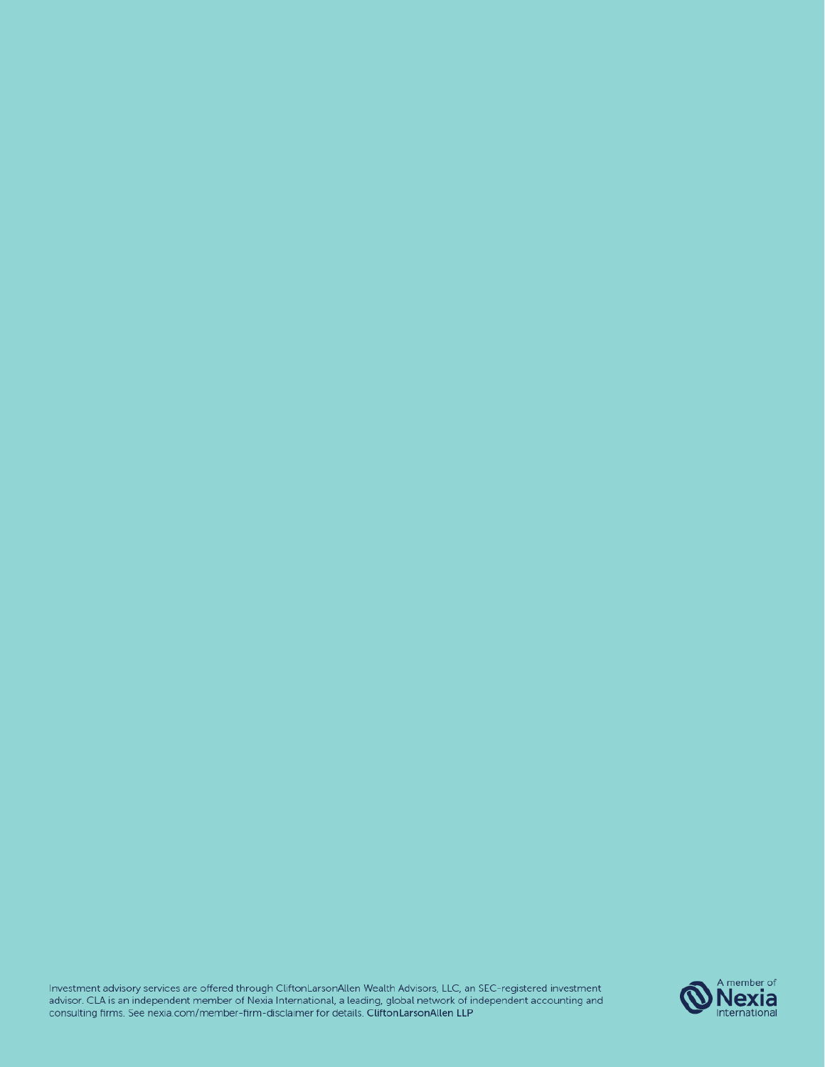Investment advisory services are offered through CliftonLarsonAllen Wealth Advisors, LLC, an SEC-registered investment advisor. CLA is an independent member of Nexia International, a leading, global network of independent accounting and consulting firms. See nexia.com/member-firm-disclaimer for details. **CliftonLarsonAllen LLP**

A member of Nexia International